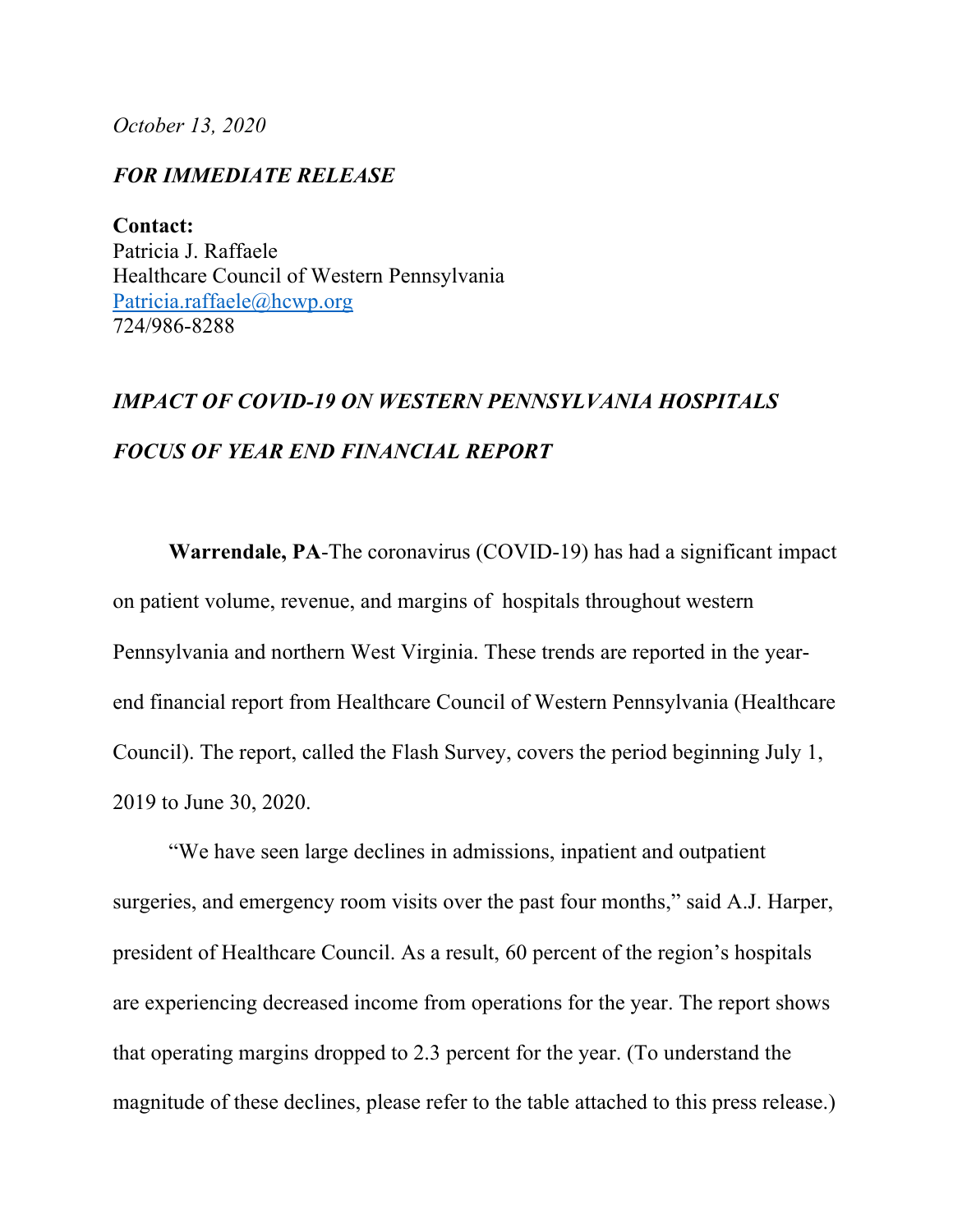*October 13, 2020*

***FOR IMMEDIATE RELEASE***

**Contact:**
Patricia J. Raffaele
Healthcare Council of Western Pennsylvania
[Patricia.raffaele@hcwp.org](mailto:Patricia.raffaele@hcwp.org)
724/986-8288

# *IMPACT OF COVID-19 ON WESTERN PENNSYLVANIA HOSPITALS FOCUS OF YEAR END FINANCIAL REPORT*

**Warrendale, PA**-The coronavirus (COVID-19) has had a significant impact on patient volume, revenue, and margins of hospitals throughout western Pennsylvania and northern West Virginia. These trends are reported in the year-end financial report from Healthcare Council of Western Pennsylvania (Healthcare Council). The report, called the Flash Survey, covers the period beginning July 1, 2019 to June 30, 2020.

"We have seen large declines in admissions, inpatient and outpatient surgeries, and emergency room visits over the past four months," said A.J. Harper, president of Healthcare Council. As a result, 60 percent of the region's hospitals are experiencing decreased income from operations for the year. The report shows that operating margins dropped to 2.3 percent for the year. (To understand the magnitude of these declines, please refer to the table attached to this press release.)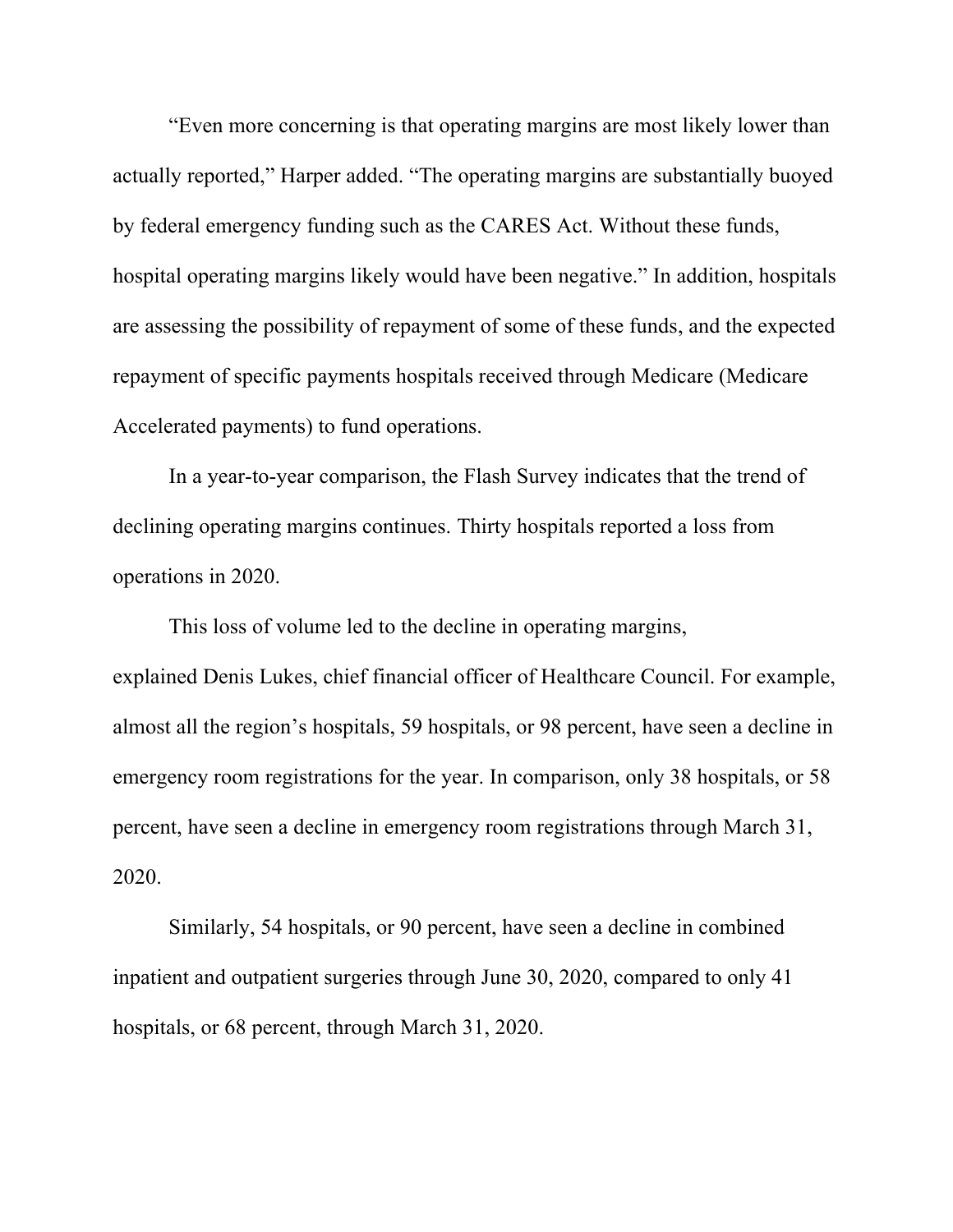"Even more concerning is that operating margins are most likely lower than actually reported," Harper added. "The operating margins are substantially buoyed by federal emergency funding such as the CARES Act. Without these funds, hospital operating margins likely would have been negative." In addition, hospitals are assessing the possibility of repayment of some of these funds, and the expected repayment of specific payments hospitals received through Medicare (Medicare Accelerated payments) to fund operations.

In a year-to-year comparison, the Flash Survey indicates that the trend of declining operating margins continues. Thirty hospitals reported a loss from operations in 2020.

This loss of volume led to the decline in operating margins, explained Denis Lukes, chief financial officer of Healthcare Council. For example, almost all the region's hospitals, 59 hospitals, or 98 percent, have seen a decline in emergency room registrations for the year. In comparison, only 38 hospitals, or 58 percent, have seen a decline in emergency room registrations through March 31, 2020.

Similarly, 54 hospitals, or 90 percent, have seen a decline in combined inpatient and outpatient surgeries through June 30, 2020, compared to only 41 hospitals, or 68 percent, through March 31, 2020.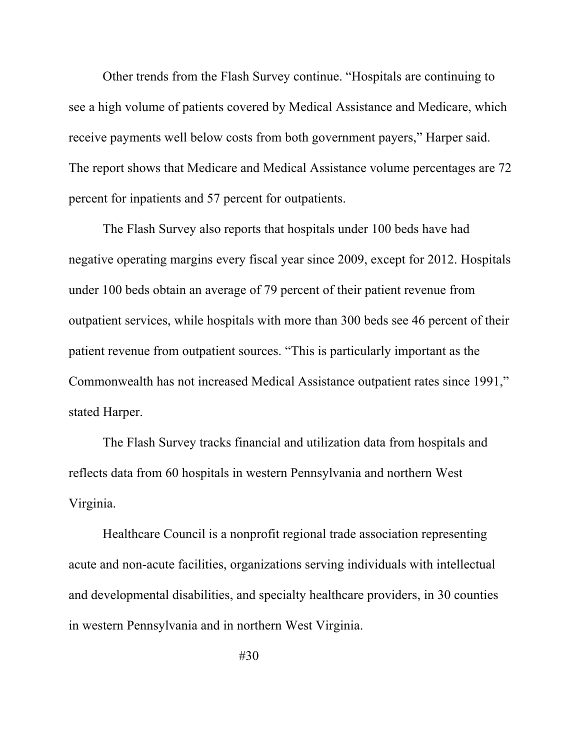Other trends from the Flash Survey continue. "Hospitals are continuing to see a high volume of patients covered by Medical Assistance and Medicare, which receive payments well below costs from both government payers," Harper said. The report shows that Medicare and Medical Assistance volume percentages are 72 percent for inpatients and 57 percent for outpatients.

The Flash Survey also reports that hospitals under 100 beds have had negative operating margins every fiscal year since 2009, except for 2012. Hospitals under 100 beds obtain an average of 79 percent of their patient revenue from outpatient services, while hospitals with more than 300 beds see 46 percent of their patient revenue from outpatient sources. "This is particularly important as the Commonwealth has not increased Medical Assistance outpatient rates since 1991," stated Harper.

The Flash Survey tracks financial and utilization data from hospitals and reflects data from 60 hospitals in western Pennsylvania and northern West Virginia.

Healthcare Council is a nonprofit regional trade association representing acute and non-acute facilities, organizations serving individuals with intellectual and developmental disabilities, and specialty healthcare providers, in 30 counties in western Pennsylvania and in northern West Virginia.

#30